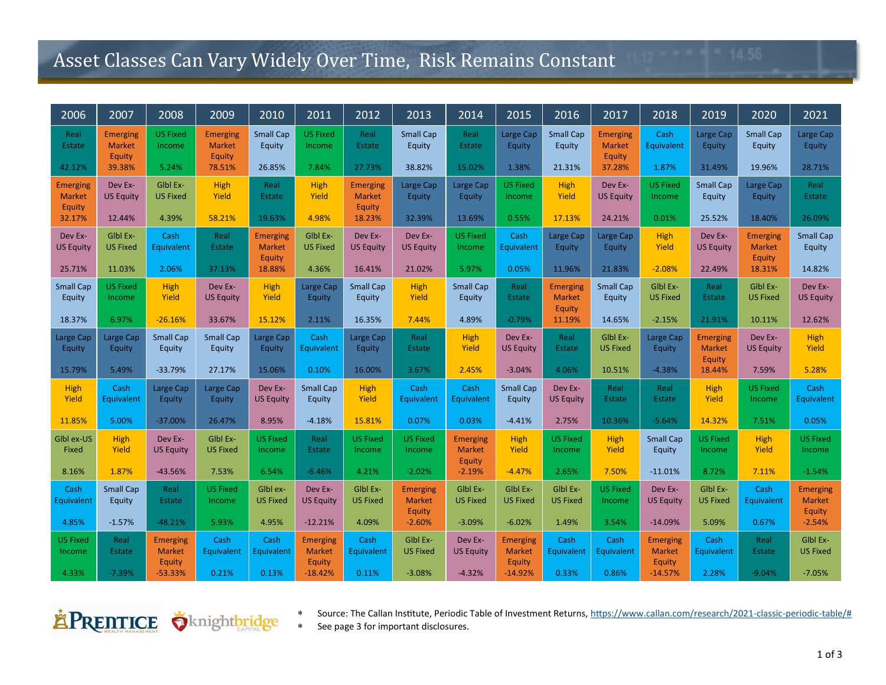# Asset Classes Can Vary Widely Over Time, Risk Remains Constant

| 2006 | 2007 | 2008 | 2009 | 2010 | 2011 | 2012 | 2013 | 2014 | 2015 | 2016 | 2017 | 2018 | 2019 | 2020 | 2021 |
|---|---|---|---|---|---|---|---|---|---|---|---|---|---|---|---|
| Real Estate 42.12% | Emerging Market Equity 39.38% | US Fixed Income 5.24% | Emerging Market Equity 78.51% | Small Cap Equity 26.85% | US Fixed Income 7.84% | Real Estate 27.73% | Small Cap Equity 38.82% | Real Estate 15.02% | Large Cap Equity 1.38% | Small Cap Equity 21.31% | Emerging Market Equity 37.28% | Cash Equivalent 1.87% | Large Cap Equity 31.49% | Small Cap Equity 19.96% | Large Cap Equity 28.71% |
| Emerging Market Equity 32.17% | Dev Ex-US Equity 12.44% | Glbl Ex-US Fixed 4.39% | High Yield 58.21% | Real Estate 19.63% | High Yield 4.98% | Emerging Market Equity 18.23% | Large Cap Equity 32.39% | Large Cap Equity 13.69% | US Fixed Income 0.55% | High Yield 17.13% | Dev Ex-US Equity 24.21% | US Fixed Income 0.01% | Small Cap Equity 25.52% | Large Cap Equity 18.40% | Real Estate 26.09% |
| Dev Ex-US Equity 25.71% | Glbl Ex-US Fixed 11.03% | Cash Equivalent 2.06% | Real Estate 37.13% | Emerging Market Equity 18.88% | Glbl Ex-US Fixed 4.36% | Dev Ex-US Equity 16.41% | Dev Ex-US Equity 21.02% | US Fixed Income 5.97% | Cash Equivalent 0.05% | Large Cap Equity 11.96% | Large Cap Equity 21.83% | High Yield -2.08% | Dev Ex-US Equity 22.49% | Emerging Market Equity 18.31% | Small Cap Equity 14.82% |
| Small Cap Equity 18.37% | US Fixed Income 6.97% | High Yield -26.16% | Dev Ex-US Equity 33.67% | High Yield 15.12% | Large Cap Equity 2.11% | Small Cap Equity 16.35% | High Yield 7.44% | Small Cap Equity 4.89% | Real Estate -0.79% | Emerging Market Equity 11.19% | Small Cap Equity 14.65% | Glbl Ex-US Fixed -2.15% | Real Estate 21.91% | Glbl Ex-US Fixed 10.11% | Dev Ex-US Equity 12.62% |
| Large Cap Equity 15.79% | Large Cap Equity 5.49% | Small Cap Equity -33.79% | Small Cap Equity 27.17% | Large Cap Equity 15.06% | Cash Equivalent 0.10% | Large Cap Equity 16.00% | Real Estate 3.67% | High Yield 2.45% | Dev Ex-US Equity -3.04% | Real Estate 4.06% | Glbl Ex-US Fixed 10.51% | Large Cap Equity -4.38% | Emerging Market Equity 18.44% | Dev Ex-US Equity 7.59% | High Yield 5.28% |
| High Yield 11.85% | Cash Equivalent 5.00% | Large Cap Equity -37.00% | Large Cap Equity 26.47% | Dev Ex-US Equity 8.95% | Small Cap Equity -4.18% | High Yield 15.81% | Cash Equivalent 0.07% | Cash Equivalent 0.03% | Small Cap Equity -4.41% | Dev Ex-US Equity 2.75% | Real Estate 10.36% | Real Estate -5.64% | High Yield 14.32% | US Fixed Income 7.51% | Cash Equivalent 0.05% |
| Glbl ex-US Fixed 8.16% | High Yield 1.87% | Dev Ex-US Equity -43.56% | Glbl Ex-US Fixed 7.53% | US Fixed Income 6.54% | Real Estate -6.46% | US Fixed Income 4.21% | US Fixed Income -2.02% | Emerging Market Equity -2.19% | High Yield -4.47% | US Fixed Income 2.65% | High Yield 7.50% | Small Cap Equity -11.01% | US Fixed Income 8.72% | High Yield 7.11% | US Fixed Income -1.54% |
| Cash Equivalent 4.85% | Small Cap Equity -1.57% | Real Estate -48.21% | US Fixed Income 5.93% | Glbl ex-US Fixed 4.95% | Dev Ex-US Equity -12.21% | Glbl Ex-US Fixed 4.09% | Emerging Market Equity -2.60% | Glbl Ex-US Fixed -3.09% | Glbl Ex-US Fixed -6.02% | Glbl Ex-US Fixed 1.49% | US Fixed Income 3.54% | Dev Ex-US Equity -14.09% | Glbl Ex-US Fixed 5.09% | Cash Equivalent 0.67% | Emerging Market Equity -2.54% |
| US Fixed Income 4.33% | Real Estate -7.39% | Emerging Market Equity -53.33% | Cash Equivalent 0.21% | Cash Equivalent 0.13% | Emerging Market Equity -18.42% | Cash Equivalent 0.11% | Glbl Ex-US Fixed -3.08% | Dev Ex-US Equity -4.32% | Emerging Market Equity -14.92% | Cash Equivalent 0.33% | Cash Equivalent 0.86% | Emerging Market Equity -14.57% | Cash Equivalent 2.28% | Real Estate -9.04% | Glbl Ex-US Fixed -7.05% |

PRENTICE WEALTH MANAGEMENT knightbridge CAPITAL

- * Source: The Callan Institute, Periodic Table of Investment Returns, https://www.callan.com/research/2021-classic-periodic-table/#
- * See page 3 for important disclosures.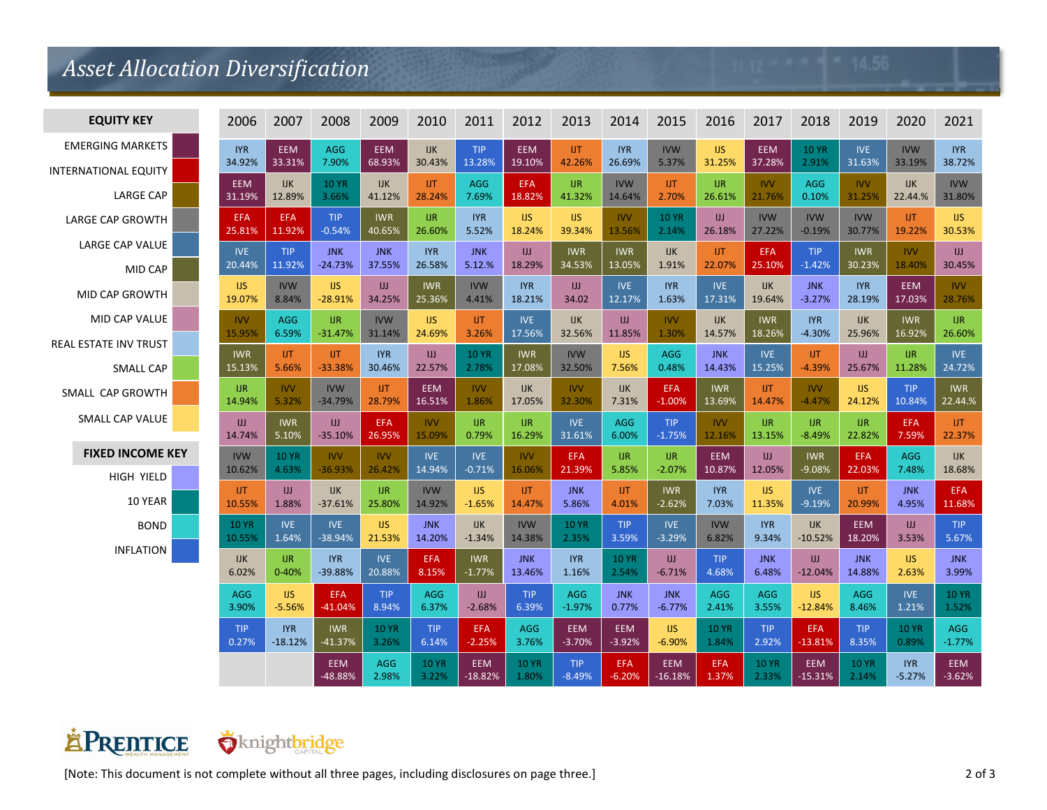# Asset Allocation Diversification

| EQUITY KEY |
|---|
| EMERGING MARKETS |
| INTERNATIONAL EQUITY |
| LARGE CAP |
| LARGE CAP GROWTH |
| LARGE CAP VALUE |
| MID CAP |
| MID CAP GROWTH |
| MID CAP VALUE |
| REAL ESTATE INV TRUST |
| SMALL CAP |
| SMALL CAP GROWTH |
| SMALL CAP VALUE |

| FIXED INCOME KEY |
|---|
| HIGH YIELD |
| 10 YEAR |
| BOND |
| INFLATION |

| 2006 | 2007 | 2008 | 2009 | 2010 | 2011 | 2012 | 2013 | 2014 | 2015 | 2016 | 2017 | 2018 | 2019 | 2020 | 2021 |
|---|---|---|---|---|---|---|---|---|---|---|---|---|---|---|---|
| IYR 34.92% | EEM 33.31% | AGG 7.90% | EEM 68.93% | IJK 30.43% | TIP 13.28% | EEM 19.10% | IJT 42.26% | IYR 26.69% | IVW 5.37% | IJS 31.25% | EEM 37.28% | 10 YR 2.91% | IVE 31.63% | IVW 33.19% | IYR 38.72% |
| EEM 31.19% | IJK 12.89% | 10 YR 3.66% | IJK 41.12% | IJT 28.24% | AGG 7.69% | EFA 18.82% | IJR 41.32% | IVW 14.64% | IJT 2.70% | IJR 26.61% | IVV 21.76% | AGG 0.10% | IVV 31.25% | IJK 22.44.% | IVW 31.80% |
| EFA 25.81% | EFA 11.92% | TIP -0.54% | IWR 40.65% | IJR 26.60% | IYR 5.52% | IJS 18.24% | IJS 39.34% | IVV 13.56% | 10 YR 2.14% | IJJ 26.18% | IVW 27.22% | IVW -0.19% | IVW 30.77% | IJT 19.22% | IJS 30.53% |
| IVE 20.44% | TIP 11.92% | JNK -24.73% | JNK 37.55% | IYR 26.58% | JNK 5.12.% | IJJ 18.29% | IWR 34.53% | IWR 13.05% | IJK 1.91% | IJT 22.07% | EFA 25.10% | TIP -1.42% | IWR 30.23% | IVV 18.40% | IJJ 30.45% |
| IJS 19.07% | IVW 8.84% | IJS -28.91% | IJJ 34.25% | IWR 25.36% | IVW 4.41% | IYR 18.21% | IJJ 34.02 | IVE 12.17% | IYR 1.63% | IVE 17.31% | IJK 19.64% | JNK -3.27% | IYR 28.19% | EEM 17.03% | IVV 28.76% |
| IVV 15.95% | AGG 6.59% | IJR -31.47% | IVW 31.14% | IJS 24.69% | IJT 3.26% | IVE 17.56% | IJK 32.56% | IJJ 11.85% | IVV 1.30% | IJK 14.57% | IWR 18.26% | IYR -4.30% | IJK 25.96% | IWR 16.92% | IJR 26.60% |
| IWR 15.13% | IJT 5.66% | IJT -33.38% | IYR 30.46% | IJJ 22.57% | 10 YR 2.78% | IWR 17.08% | IVW 32.50% | IJS 7.56% | AGG 0.48% | JNK 14.43% | IVE 15.25% | IJT -4.39% | IJJ 25.67% | IJR 11.28% | IVE 24.72% |
| IJR 14.94% | IVV 5.32% | IVW -34.79% | IJT 28.79% | EEM 16.51% | IVV 1.86% | IJK 17.05% | IVV 32.30% | IJK 7.31% | EFA -1.00% | IWR 13.69% | IJT 14.47% | IVV -4.47% | IJS 24.12% | TIP 10.84% | IWR 22.44.% |
| IJJ 14.74% | IWR 5.10% | IJJ -35.10% | EFA 26.95% | IVV 15.09% | IJR 0.79% | IJR 16.29% | IVE 31.61% | AGG 6.00% | TIP -1.75% | IVV 12.16% | IJR 13.15% | IJR -8.49% | IJR 22.82% | EFA 7.59% | IJT 22.37% |
| IVW 10.62% | 10 YR 4.63% | IVV -36.93% | IVV 26.42% | IVE 14.94% | IVE -0.71% | IVV 16.06% | EFA 21.39% | IJR 5.85% | IJR -2.07% | EEM 10.87% | IJJ 12.05% | IWR -9.08% | EFA 22.03% | AGG 7.48% | IJK 18.68% |
| IJT 10.55% | IJJ 1.88% | IJK -37.61% | IJR 25.80% | IVW 14.92% | IJS -1.65% | IJT 14.47% | JNK 5.86% | IJT 4.01% | IWR -2.62% | IYR 7.03% | IJS 11.35% | IVE -9.19% | IJT 20.99% | JNK 4.95% | EFA 11.68% |
| 10 YR 10.55% | IVE 1.64% | IVE -38.94% | IJS 21.53% | JNK 14.20% | IJK -1.34% | IVW 14.38% | 10 YR 2.35% | TIP 3.59% | IVE -3.29% | IVW 6.82% | IYR 9.34% | IJK -10.52% | EEM 18.20% | IJJ 3.53% | TIP 5.67% |
| IJK 6.02% | IJR 0-40% | IYR -39.88% | IVE 20.88% | EFA 8.15% | IWR -1.77% | JNK 13.46% | IYR 1.16% | 10 YR 2.54% | IJJ -6.71% | TIP 4.68% | JNK 6.48% | IJJ -12.04% | JNK 14.88% | IJS 2.63% | JNK 3.99% |
| AGG 3.90% | IJS -5.56% | EFA -41.04% | TIP 8.94% | AGG 6.37% | IJJ -2.68% | TIP 6.39% | AGG -1.97% | JNK 0.77% | JNK -6.77% | AGG 2.41% | AGG 3.55% | IJS -12.84% | AGG 8.46% | IVE 1.21% | 10 YR 1.52% |
| TIP 0.27% | IYR -18.12% | IWR -41.37% | 10 YR 3.26% | TIP 6.14% | EFA -2.25% | AGG 3.76% | EEM -3.70% | EEM -3.92% | IJS -6.90% | 10 YR 1.84% | TIP 2.92% | EFA -13.81% | TIP 8.35% | 10 YR 0.89% | AGG -1.77% |
| | | EEM -48.88% | AGG 2.98% | 10 YR 3.22% | EEM -18.82% | 10 YR 1.80% | TIP -8.49% | EFA -6.20% | EEM -16.18% | EFA 1.37% | 10 YR 2.33% | EEM -15.31% | 10 YR 2.14% | IYR -5.27% | EEM -3.62% |

PRENTICE WEALTH MANAGEMENT knightbridge CAPITAL

[Note: This document is not complete without all three pages, including disclosures on page three.]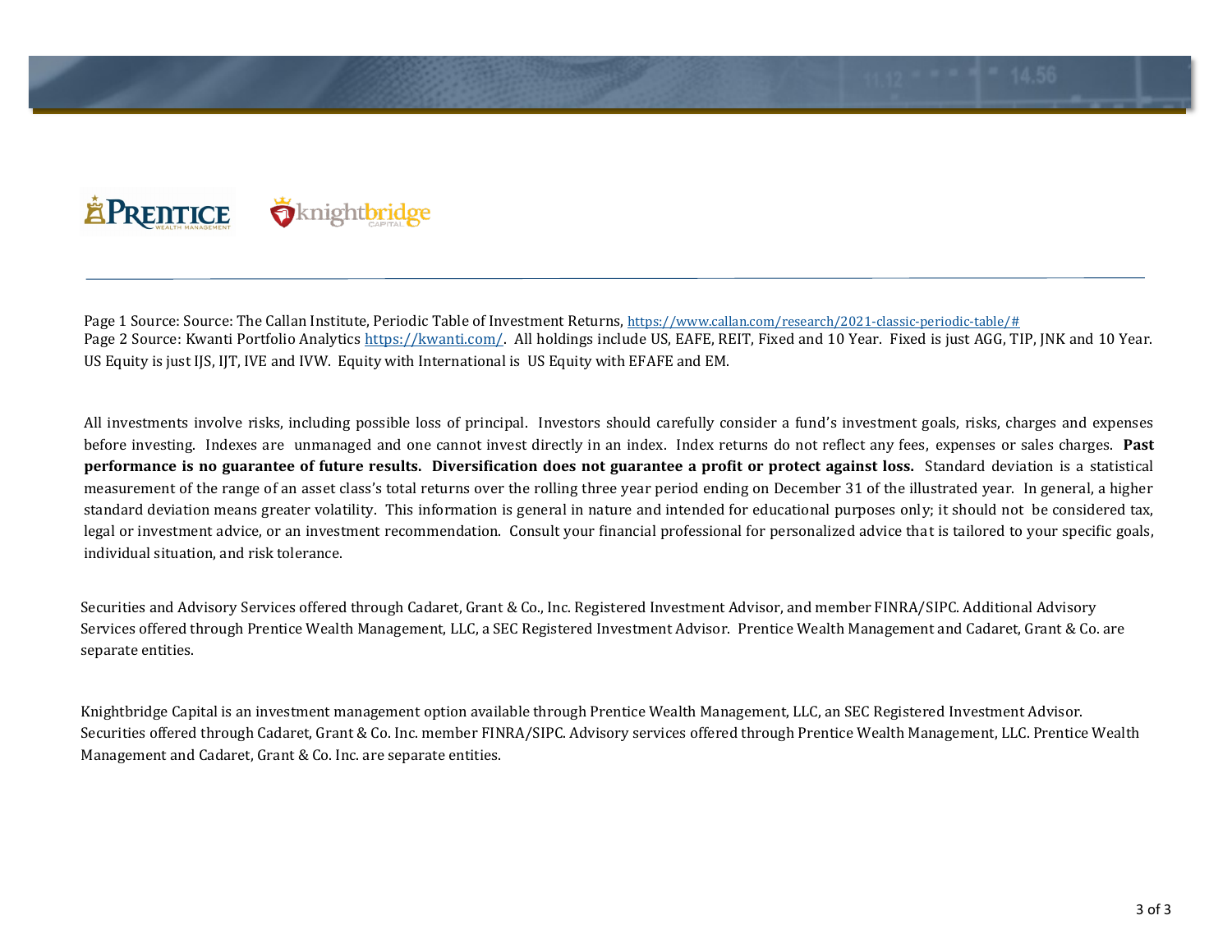Page 1 Source: Source: The Callan Institute, Periodic Table of Investment Returns, https://www.callan.com/research/2021-classic-periodic-table/#
Page 2 Source: Kwanti Portfolio Analytics https://kwanti.com/. All holdings include US, EAFE, REIT, Fixed and 10 Year. Fixed is just AGG, TIP, JNK and 10 Year. US Equity is just IJS, IJT, IVE and IVW. Equity with International is US Equity with EFAFE and EM.

All investments involve risks, including possible loss of principal. Investors should carefully consider a fund's investment goals, risks, charges and expenses before investing. Indexes are unmanaged and one cannot invest directly in an index. Index returns do not reflect any fees, expenses or sales charges. **Past performance is no guarantee of future results. Diversification does not guarantee a profit or protect against loss.** Standard deviation is a statistical measurement of the range of an asset class's total returns over the rolling three year period ending on December 31 of the illustrated year. In general, a higher standard deviation means greater volatility. This information is general in nature and intended for educational purposes only; it should not be considered tax, legal or investment advice, or an investment recommendation. Consult your financial professional for personalized advice that is tailored to your specific goals, individual situation, and risk tolerance.

Securities and Advisory Services offered through Cadaret, Grant & Co., Inc. Registered Investment Advisor, and member FINRA/SIPC. Additional Advisory Services offered through Prentice Wealth Management, LLC, a SEC Registered Investment Advisor. Prentice Wealth Management and Cadaret, Grant & Co. are separate entities.

Knightbridge Capital is an investment management option available through Prentice Wealth Management, LLC, an SEC Registered Investment Advisor. Securities offered through Cadaret, Grant & Co. Inc. member FINRA/SIPC. Advisory services offered through Prentice Wealth Management, LLC. Prentice Wealth Management and Cadaret, Grant & Co. Inc. are separate entities.